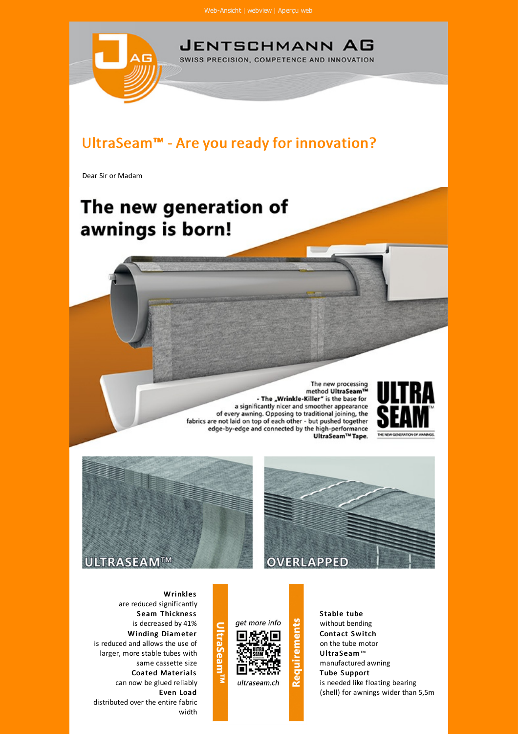Web-Ansicht | webview | Aperçu web

JENTSCHMANN AG

SWISS PRECISION, COMPETENCE AND INNOVATION

## UltraSeam™ - Are you ready for innovation?

Dear Sir or Madam

# The new generation of awnings is born!

The new processing method **UltraSeam™** - The **„Wrinkle-Killer"** is the base for a significantly nicer and smoother appearance of every awning. Opposing to traditional joining, the fabrics are not laid on top of each other - but pushed together edge-by-edge and connected by the high-performance **UltraSeam™ Tape.**

ULTRA SEAM™ THE NEW GENERATION OF AWNINGS.

ULTRASEAM™

OVERLAPPED

## UltraSeam™

**Wrinkles**
are reduced significantly

**Seam Thickness**
is decreased by 41%

**Winding Diameter**
is reduced and allows the use of larger, more stable tubes with same cassette size

**Coated Materials**
can now be glued reliably

**Even Load**
distributed over the entire fabric width

*get more info*

*ultraseam.ch*

## Requirements

**Stable tube**
without bending

**Contact Switch**
on the tube motor

**UltraSeam™**
manufactured awning

**Tube Support**
is needed like floating bearing (shell) for awnings wider than 5,5m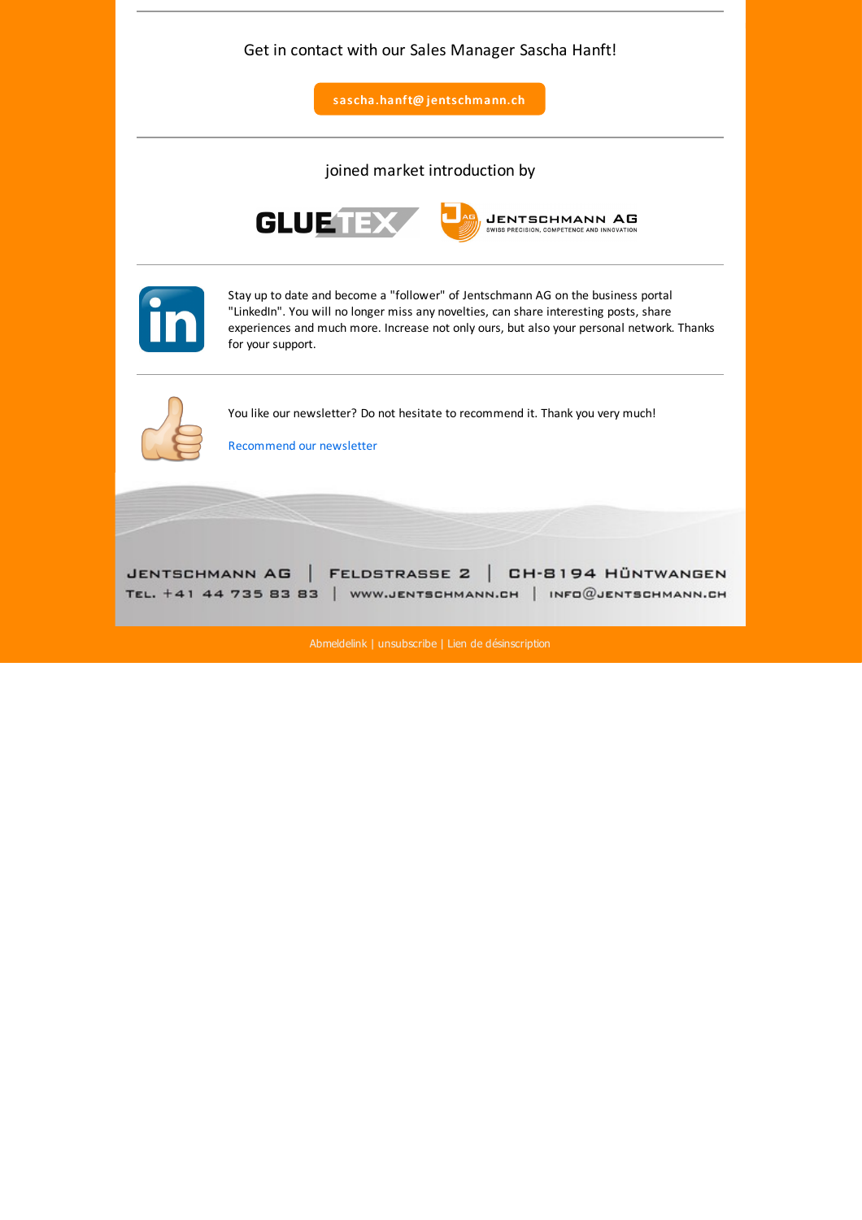Get in contact with our Sales Manager Sascha Hanft!

sascha.hanft@jentschmann.ch

---

joined market introduction by

GLUETEX

JENTSCHMANN AG
SWISS PRECISION, COMPETENCE AND INNOVATION

---

Stay up to date and become a "follower" of Jentschmann AG on the business portal "LinkedIn". You will no longer miss any novelties, can share interesting posts, share experiences and much more. Increase not only ours, but also your personal network. Thanks for your support.

---

You like our newsletter? Do not hesitate to recommend it. Thank you very much!

Recommend our newsletter

JENTSCHMANN AG | FELDSTRASSE 2 | CH-8194 HÜNTWANGEN
TEL. +41 44 735 83 83 | WWW.JENTSCHMANN.CH | INFO@JENTSCHMANN.CH

Abmeldelink | unsubscribe | Lien de désinscription